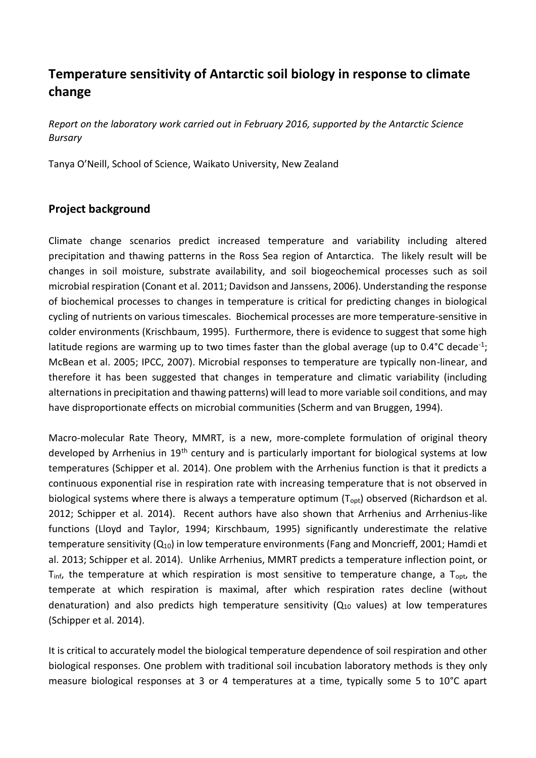# Temperature sensitivity of Antarctic soil biology in response to climate change

*Report on the laboratory work carried out in February 2016, supported by the Antarctic Science Bursary*

Tanya O'Neill, School of Science, Waikato University, New Zealand

## Project background

Climate change scenarios predict increased temperature and variability including altered precipitation and thawing patterns in the Ross Sea region of Antarctica. The likely result will be changes in soil moisture, substrate availability, and soil biogeochemical processes such as soil microbial respiration (Conant et al. 2011; Davidson and Janssens, 2006). Understanding the response of biochemical processes to changes in temperature is critical for predicting changes in biological cycling of nutrients on various timescales. Biochemical processes are more temperature-sensitive in colder environments (Krischbaum, 1995). Furthermore, there is evidence to suggest that some high latitude regions are warming up to two times faster than the global average (up to 0.4°C decade$^{-1}$; McBean et al. 2005; IPCC, 2007). Microbial responses to temperature are typically non-linear, and therefore it has been suggested that changes in temperature and climatic variability (including alternations in precipitation and thawing patterns) will lead to more variable soil conditions, and may have disproportionate effects on microbial communities (Scherm and van Bruggen, 1994).

Macro-molecular Rate Theory, MMRT, is a new, more-complete formulation of original theory developed by Arrhenius in 19[th] century and is particularly important for biological systems at low temperatures (Schipper et al. 2014). One problem with the Arrhenius function is that it predicts a continuous exponential rise in respiration rate with increasing temperature that is not observed in biological systems where there is always a temperature optimum ($T_{opt}$) observed (Richardson et al. 2012; Schipper et al. 2014). Recent authors have also shown that Arrhenius and Arrhenius-like functions (Lloyd and Taylor, 1994; Kirschbaum, 1995) significantly underestimate the relative temperature sensitivity ($Q_{10}$) in low temperature environments (Fang and Moncrieff, 2001; Hamdi et al. 2013; Schipper et al. 2014). Unlike Arrhenius, MMRT predicts a temperature inflection point, or $T_{inf}$, the temperature at which respiration is most sensitive to temperature change, a $T_{opt}$, the temperate at which respiration is maximal, after which respiration rates decline (without denaturation) and also predicts high temperature sensitivity ($Q_{10}$ values) at low temperatures (Schipper et al. 2014).

It is critical to accurately model the biological temperature dependence of soil respiration and other biological responses. One problem with traditional soil incubation laboratory methods is they only measure biological responses at 3 or 4 temperatures at a time, typically some 5 to 10°C apart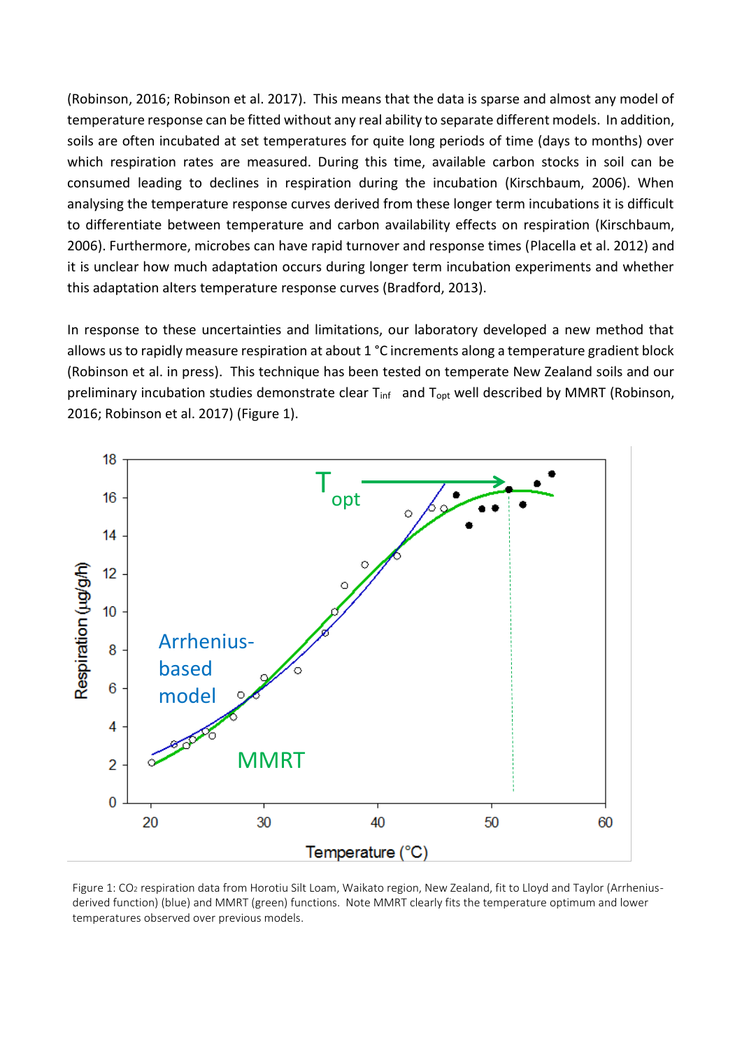(Robinson, 2016; Robinson et al. 2017). This means that the data is sparse and almost any model of temperature response can be fitted without any real ability to separate different models. In addition, soils are often incubated at set temperatures for quite long periods of time (days to months) over which respiration rates are measured. During this time, available carbon stocks in soil can be consumed leading to declines in respiration during the incubation (Kirschbaum, 2006). When analysing the temperature response curves derived from these longer term incubations it is difficult to differentiate between temperature and carbon availability effects on respiration (Kirschbaum, 2006). Furthermore, microbes can have rapid turnover and response times (Placella et al. 2012) and it is unclear how much adaptation occurs during longer term incubation experiments and whether this adaptation alters temperature response curves (Bradford, 2013).

In response to these uncertainties and limitations, our laboratory developed a new method that allows us to rapidly measure respiration at about 1 °C increments along a temperature gradient block (Robinson et al. in press). This technique has been tested on temperate New Zealand soils and our preliminary incubation studies demonstrate clear $T_{inf}$ and $T_{opt}$ well described by MMRT (Robinson, 2016; Robinson et al. 2017) (Figure 1).

Figure 1: $CO_2$ respiration data from Horotiu Silt Loam, Waikato region, New Zealand, fit to Lloyd and Taylor (Arrhenius-derived function) (blue) and MMRT (green) functions. Note MMRT clearly fits the temperature optimum and lower temperatures observed over previous models.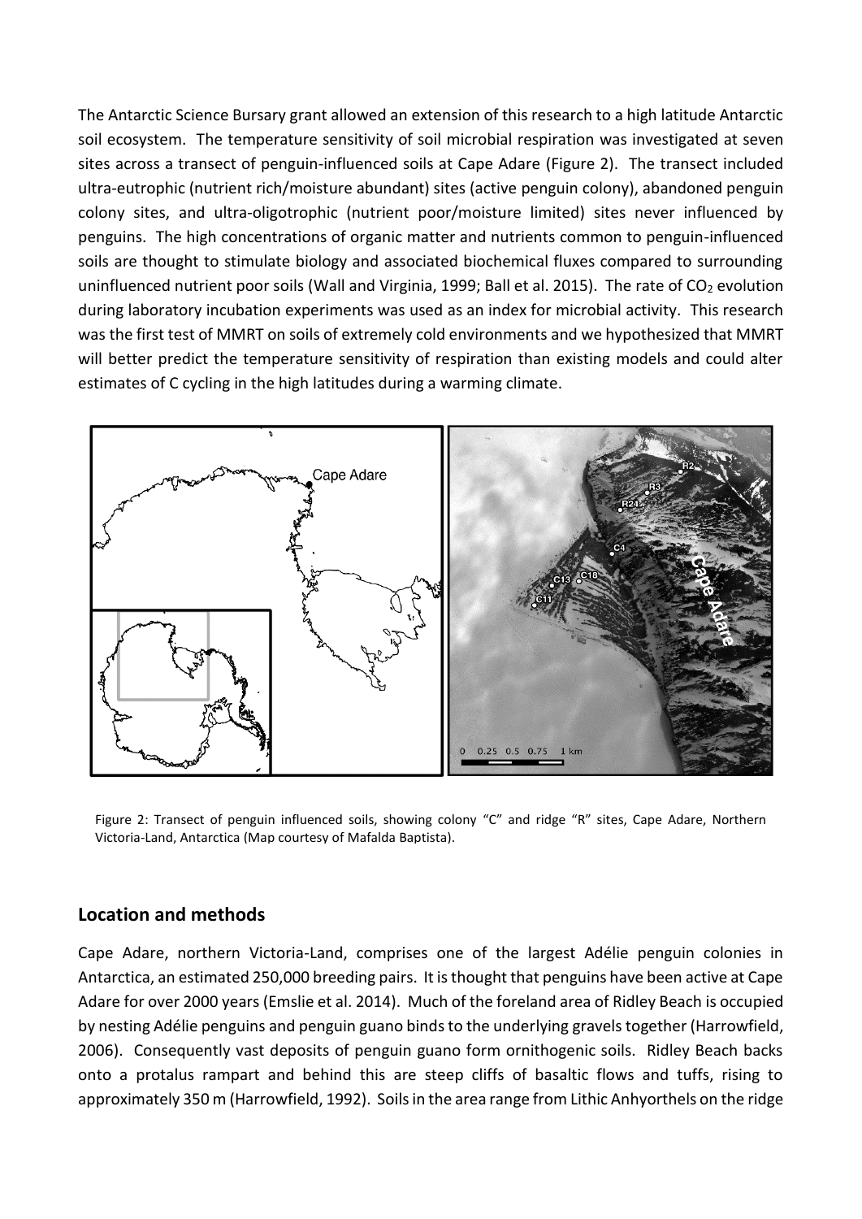The Antarctic Science Bursary grant allowed an extension of this research to a high latitude Antarctic soil ecosystem. The temperature sensitivity of soil microbial respiration was investigated at seven sites across a transect of penguin-influenced soils at Cape Adare (Figure 2). The transect included ultra-eutrophic (nutrient rich/moisture abundant) sites (active penguin colony), abandoned penguin colony sites, and ultra-oligotrophic (nutrient poor/moisture limited) sites never influenced by penguins. The high concentrations of organic matter and nutrients common to penguin-influenced soils are thought to stimulate biology and associated biochemical fluxes compared to surrounding uninfluenced nutrient poor soils (Wall and Virginia, 1999; Ball et al. 2015). The rate of $CO_2$ evolution during laboratory incubation experiments was used as an index for microbial activity. This research was the first test of MMRT on soils of extremely cold environments and we hypothesized that MMRT will better predict the temperature sensitivity of respiration than existing models and could alter estimates of C cycling in the high latitudes during a warming climate.

Figure 2: Transect of penguin influenced soils, showing colony "C" and ridge "R" sites, Cape Adare, Northern Victoria-Land, Antarctica (Map courtesy of Mafalda Baptista).

## Location and methods

Cape Adare, northern Victoria-Land, comprises one of the largest Adélie penguin colonies in Antarctica, an estimated 250,000 breeding pairs. It is thought that penguins have been active at Cape Adare for over 2000 years (Emslie et al. 2014). Much of the foreland area of Ridley Beach is occupied by nesting Adélie penguins and penguin guano binds to the underlying gravels together (Harrowfield, 2006). Consequently vast deposits of penguin guano form ornithogenic soils. Ridley Beach backs onto a protalus rampart and behind this are steep cliffs of basaltic flows and tuffs, rising to approximately 350 m (Harrowfield, 1992). Soils in the area range from Lithic Anhyorthels on the ridge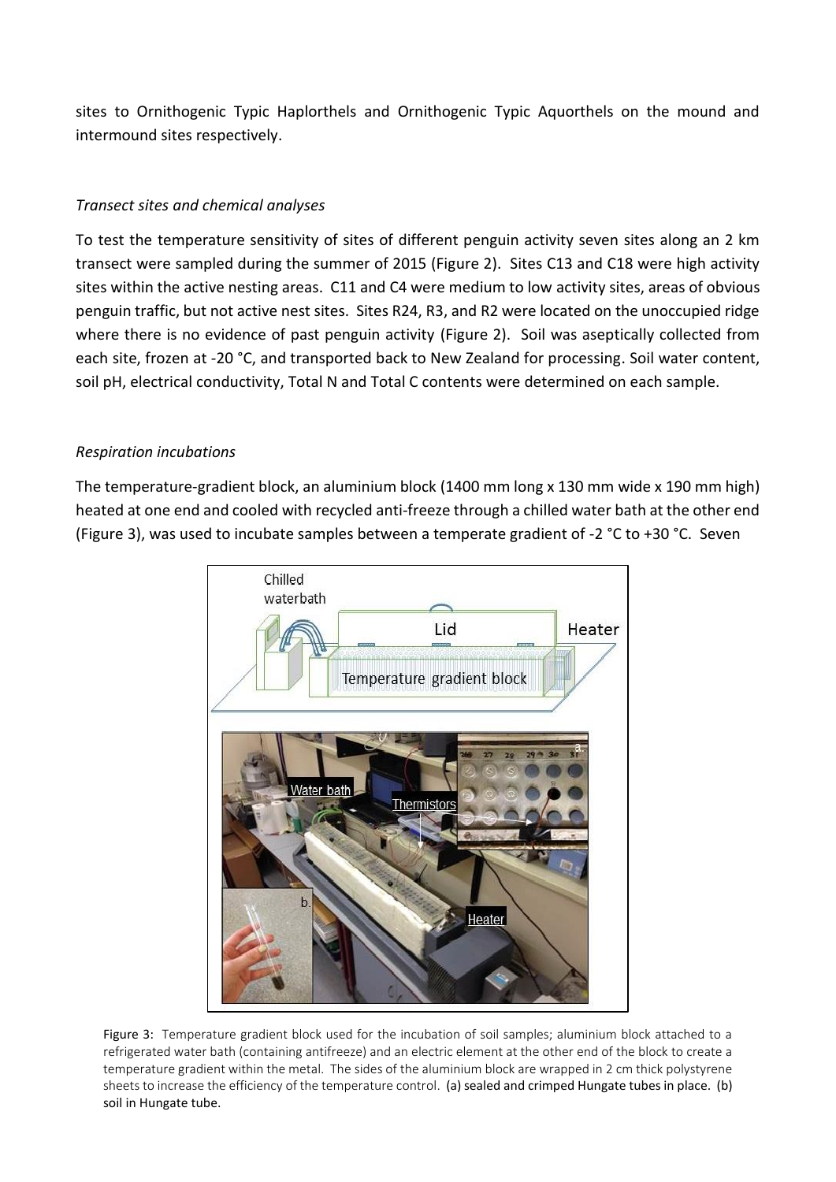sites to Ornithogenic Typic Haplorthels and Ornithogenic Typic Aquorthels on the mound and intermound sites respectively.

### *Transect sites and chemical analyses*

To test the temperature sensitivity of sites of different penguin activity seven sites along an 2 km transect were sampled during the summer of 2015 (Figure 2). Sites C13 and C18 were high activity sites within the active nesting areas. C11 and C4 were medium to low activity sites, areas of obvious penguin traffic, but not active nest sites. Sites R24, R3, and R2 were located on the unoccupied ridge where there is no evidence of past penguin activity (Figure 2). Soil was aseptically collected from each site, frozen at -20 °C, and transported back to New Zealand for processing. Soil water content, soil pH, electrical conductivity, Total N and Total C contents were determined on each sample.

### *Respiration incubations*

The temperature-gradient block, an aluminium block (1400 mm long x 130 mm wide x 190 mm high) heated at one end and cooled with recycled anti-freeze through a chilled water bath at the other end (Figure 3), was used to incubate samples between a temperate gradient of -2 °C to +30 °C. Seven

Figure 3: Temperature gradient block used for the incubation of soil samples; aluminium block attached to a refrigerated water bath (containing antifreeze) and an electric element at the other end of the block to create a temperature gradient within the metal. The sides of the aluminium block are wrapped in 2 cm thick polystyrene sheets to increase the efficiency of the temperature control. (a) sealed and crimped Hungate tubes in place. (b) soil in Hungate tube.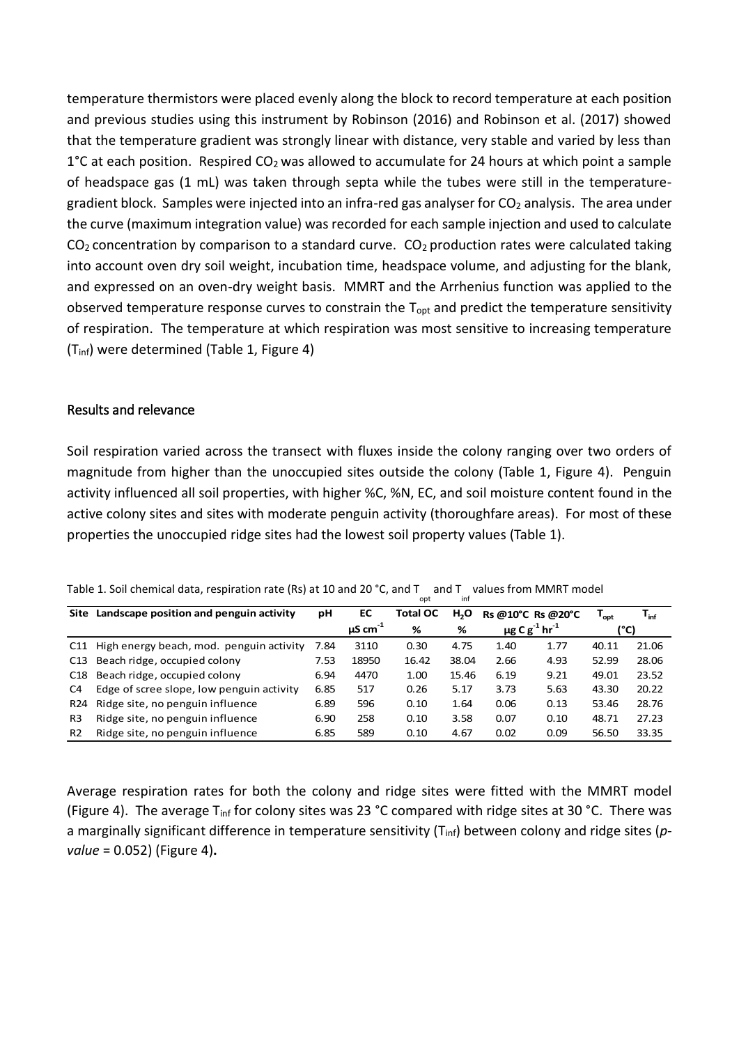temperature thermistors were placed evenly along the block to record temperature at each position and previous studies using this instrument by Robinson (2016) and Robinson et al. (2017) showed that the temperature gradient was strongly linear with distance, very stable and varied by less than 1°C at each position. Respired $CO_2$ was allowed to accumulate for 24 hours at which point a sample of headspace gas (1 mL) was taken through septa while the tubes were still in the temperature-gradient block. Samples were injected into an infra-red gas analyser for $CO_2$ analysis. The area under the curve (maximum integration value) was recorded for each sample injection and used to calculate $CO_2$ concentration by comparison to a standard curve. $CO_2$ production rates were calculated taking into account oven dry soil weight, incubation time, headspace volume, and adjusting for the blank, and expressed on an oven-dry weight basis. MMRT and the Arrhenius function was applied to the observed temperature response curves to constrain the $T_{opt}$ and predict the temperature sensitivity of respiration. The temperature at which respiration was most sensitive to increasing temperature ($T_{inf}$) were determined (Table 1, Figure 4)

## Results and relevance

Soil respiration varied across the transect with fluxes inside the colony ranging over two orders of magnitude from higher than the unoccupied sites outside the colony (Table 1, Figure 4). Penguin activity influenced all soil properties, with higher %C, %N, EC, and soil moisture content found in the active colony sites and sites with moderate penguin activity (thoroughfare areas). For most of these properties the unoccupied ridge sites had the lowest soil property values (Table 1).

Table 1. Soil chemical data, respiration rate (Rs) at 10 and 20 °C, and $T_{opt}$ and $T_{inf}$ values from MMRT model

| Site | Landscape position and penguin activity | pH | EC | Total OC | $H_2O$ | Rs @10°C | Rs @20°C | $T_{opt}$ | $T_{inf}$ |
|---|---|---|---|---|---|---|---|---|---|
| | | | $\mu S\ cm^{-1}$ | % | % | $\mu g\ C\ g^{-1}\ hr^{-1}$ | | (°C) | |
| C11 | High energy beach, mod. penguin activity | 7.84 | 3110 | 0.30 | 4.75 | 1.40 | 1.77 | 40.11 | 21.06 |
| C13 | Beach ridge, occupied colony | 7.53 | 18950 | 16.42 | 38.04 | 2.66 | 4.93 | 52.99 | 28.06 |
| C18 | Beach ridge, occupied colony | 6.94 | 4470 | 1.00 | 15.46 | 6.19 | 9.21 | 49.01 | 23.52 |
| C4 | Edge of scree slope, low penguin influence | 6.85 | 517 | 0.26 | 5.17 | 3.73 | 5.63 | 43.30 | 20.22 |
| R24 | Ridge site, no penguin influence | 6.89 | 596 | 0.10 | 1.64 | 0.06 | 0.13 | 53.46 | 28.76 |
| R3 | Ridge site, no penguin influence | 6.90 | 258 | 0.10 | 3.58 | 0.07 | 0.10 | 48.71 | 27.23 |
| R2 | Ridge site, no penguin influence | 6.85 | 589 | 0.10 | 4.67 | 0.02 | 0.09 | 56.50 | 33.35 |

Average respiration rates for both the colony and ridge sites were fitted with the MMRT model (Figure 4). The average $T_{inf}$ for colony sites was 23 °C compared with ridge sites at 30 °C. There was a marginally significant difference in temperature sensitivity ($T_{inf}$) between colony and ridge sites (*p-value* = 0.052) (Figure 4)**.**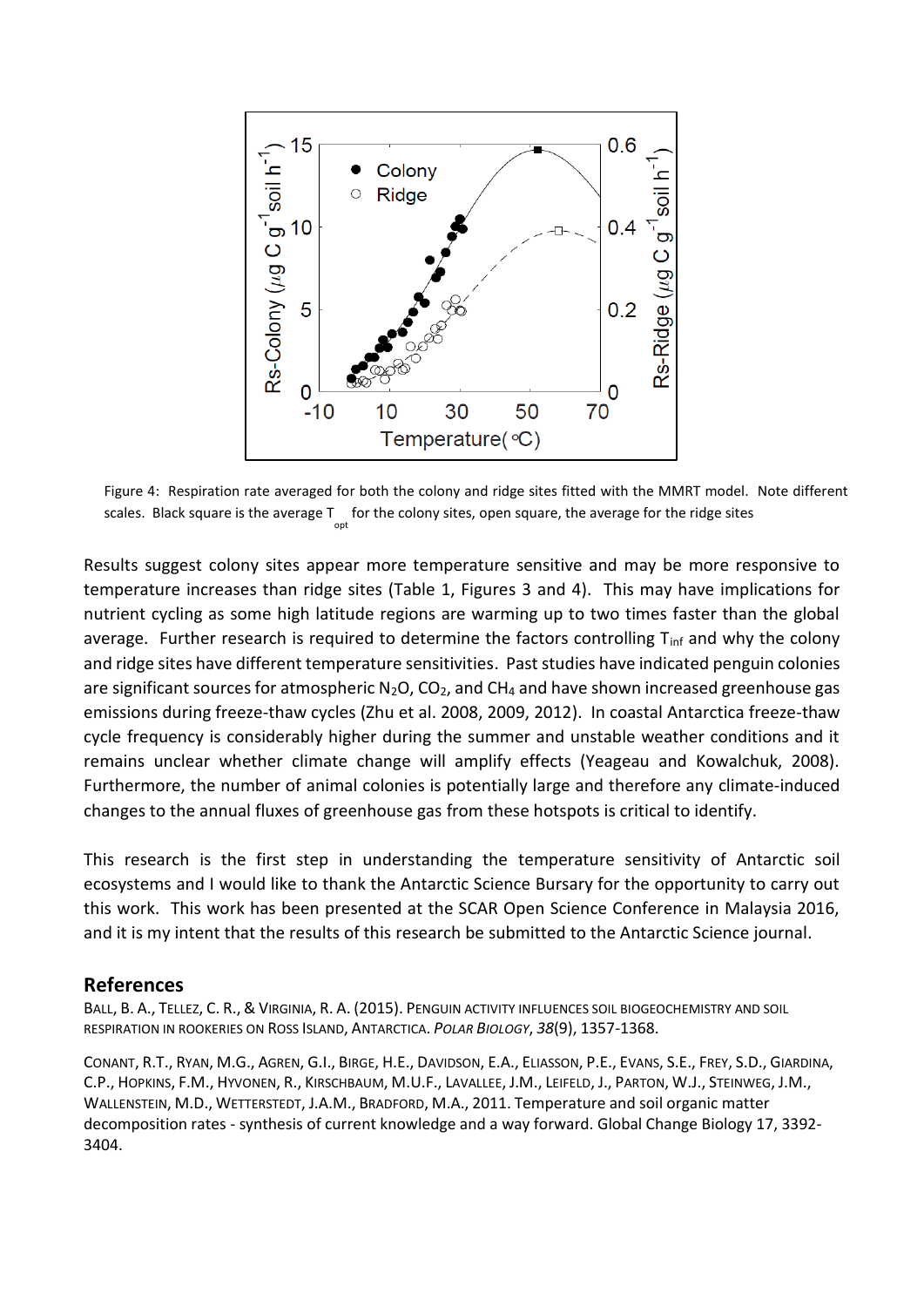Figure 4: Respiration rate averaged for both the colony and ridge sites fitted with the MMRT model. Note different scales. Black square is the average $T_{opt}$ for the colony sites, open square, the average for the ridge sites

Results suggest colony sites appear more temperature sensitive and may be more responsive to temperature increases than ridge sites (Table 1, Figures 3 and 4). This may have implications for nutrient cycling as some high latitude regions are warming up to two times faster than the global average. Further research is required to determine the factors controlling $T_{inf}$ and why the colony and ridge sites have different temperature sensitivities. Past studies have indicated penguin colonies are significant sources for atmospheric $N_2O$, $CO_2$, and $CH_4$ and have shown increased greenhouse gas emissions during freeze-thaw cycles (Zhu et al. 2008, 2009, 2012). In coastal Antarctica freeze-thaw cycle frequency is considerably higher during the summer and unstable weather conditions and it remains unclear whether climate change will amplify effects (Yeageau and Kowalchuk, 2008). Furthermore, the number of animal colonies is potentially large and therefore any climate-induced changes to the annual fluxes of greenhouse gas from these hotspots is critical to identify.

This research is the first step in understanding the temperature sensitivity of Antarctic soil ecosystems and I would like to thank the Antarctic Science Bursary for the opportunity to carry out this work. This work has been presented at the SCAR Open Science Conference in Malaysia 2016, and it is my intent that the results of this research be submitted to the Antarctic Science journal.

## References

Ball, B. A., Tellez, C. R., & Virginia, R. A. (2015). Penguin activity influences soil biogeochemistry and soil respiration in rookeries on Ross Island, Antarctica. *Polar Biology*, *38*(9), 1357-1368.

Conant, R.T., Ryan, M.G., Agren, G.I., Birge, H.E., Davidson, E.A., Eliasson, P.E., Evans, S.E., Frey, S.D., Giardina, C.P., Hopkins, F.M., Hyvonen, R., Kirschbaum, M.U.F., Lavallee, J.M., Leifeld, J., Parton, W.J., Steinweg, J.M., Wallenstein, M.D., Wetterstedt, J.A.M., Bradford, M.A., 2011. Temperature and soil organic matter decomposition rates - synthesis of current knowledge and a way forward. Global Change Biology 17, 3392-3404.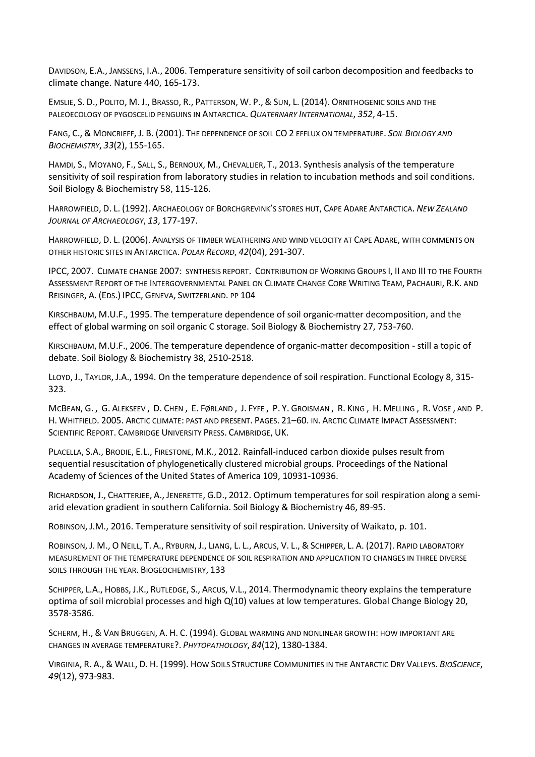DAVIDSON, E.A., JANSSENS, I.A., 2006. Temperature sensitivity of soil carbon decomposition and feedbacks to climate change. Nature 440, 165-173.

EMSLIE, S. D., POLITO, M. J., BRASSO, R., PATTERSON, W. P., & SUN, L. (2014). ORNITHOGENIC SOILS AND THE PALEOECOLOGY OF PYGOSCELID PENGUINS IN ANTARCTICA. *QUATERNARY INTERNATIONAL*, *352*, 4-15.

FANG, C., & MONCRIEFF, J. B. (2001). THE DEPENDENCE OF SOIL CO 2 EFFLUX ON TEMPERATURE. *SOIL BIOLOGY AND BIOCHEMISTRY*, *33*(2), 155-165.

HAMDI, S., MOYANO, F., SALL, S., BERNOUX, M., CHEVALLIER, T., 2013. Synthesis analysis of the temperature sensitivity of soil respiration from laboratory studies in relation to incubation methods and soil conditions. Soil Biology & Biochemistry 58, 115-126.

HARROWFIELD, D. L. (1992). ARCHAEOLOGY OF BORCHGREVINK'S STORES HUT, CAPE ADARE ANTARCTICA. *NEW ZEALAND JOURNAL OF ARCHAEOLOGY*, *13*, 177-197.

HARROWFIELD, D. L. (2006). ANALYSIS OF TIMBER WEATHERING AND WIND VELOCITY AT CAPE ADARE, WITH COMMENTS ON OTHER HISTORIC SITES IN ANTARCTICA. *POLAR RECORD*, *42*(04), 291-307.

IPCC, 2007. CLIMATE CHANGE 2007: SYNTHESIS REPORT. CONTRIBUTION OF WORKING GROUPS I, II AND III TO THE FOURTH ASSESSMENT REPORT OF THE INTERGOVERNMENTAL PANEL ON CLIMATE CHANGE CORE WRITING TEAM, PACHAURI, R.K. AND REISINGER, A. (EDS.) IPCC, GENEVA, SWITZERLAND. PP 104

KIRSCHBAUM, M.U.F., 1995. The temperature dependence of soil organic-matter decomposition, and the effect of global warming on soil organic C storage. Soil Biology & Biochemistry 27, 753-760.

KIRSCHBAUM, M.U.F., 2006. The temperature dependence of organic-matter decomposition - still a topic of debate. Soil Biology & Biochemistry 38, 2510-2518.

LLOYD, J., TAYLOR, J.A., 1994. On the temperature dependence of soil respiration. Functional Ecology 8, 315-323.

MCBEAN, G. , G. ALEKSEEV , D. CHEN , E. FØRLAND , J. FYFE , P. Y. GROISMAN , R. KING , H. MELLING , R. VOSE , AND P. H. WHITFIELD. 2005. ARCTIC CLIMATE: PAST AND PRESENT. PAGES. 21–60. IN. ARCTIC CLIMATE IMPACT ASSESSMENT: SCIENTIFIC REPORT. CAMBRIDGE UNIVERSITY PRESS. CAMBRIDGE, UK.

PLACELLA, S.A., BRODIE, E.L., FIRESTONE, M.K., 2012. Rainfall-induced carbon dioxide pulses result from sequential resuscitation of phylogenetically clustered microbial groups. Proceedings of the National Academy of Sciences of the United States of America 109, 10931-10936.

RICHARDSON, J., CHATTERJEE, A., JENERETTE, G.D., 2012. Optimum temperatures for soil respiration along a semi-arid elevation gradient in southern California. Soil Biology & Biochemistry 46, 89-95.

ROBINSON, J.M., 2016. Temperature sensitivity of soil respiration. University of Waikato, p. 101.

ROBINSON, J. M., O NEILL, T. A., RYBURN, J., LIANG, L. L., ARCUS, V. L., & SCHIPPER, L. A. (2017). RAPID LABORATORY MEASUREMENT OF THE TEMPERATURE DEPENDENCE OF SOIL RESPIRATION AND APPLICATION TO CHANGES IN THREE DIVERSE SOILS THROUGH THE YEAR. BIOGEOCHEMISTRY, 133

SCHIPPER, L.A., HOBBS, J.K., RUTLEDGE, S., ARCUS, V.L., 2014. Thermodynamic theory explains the temperature optima of soil microbial processes and high Q(10) values at low temperatures. Global Change Biology 20, 3578-3586.

SCHERM, H., & VAN BRUGGEN, A. H. C. (1994). GLOBAL WARMING AND NONLINEAR GROWTH: HOW IMPORTANT ARE CHANGES IN AVERAGE TEMPERATURE?. *PHYTOPATHOLOGY*, *84*(12), 1380-1384.

VIRGINIA, R. A., & WALL, D. H. (1999). HOW SOILS STRUCTURE COMMUNITIES IN THE ANTARCTIC DRY VALLEYS. *BIOSCIENCE*, *49*(12), 973-983.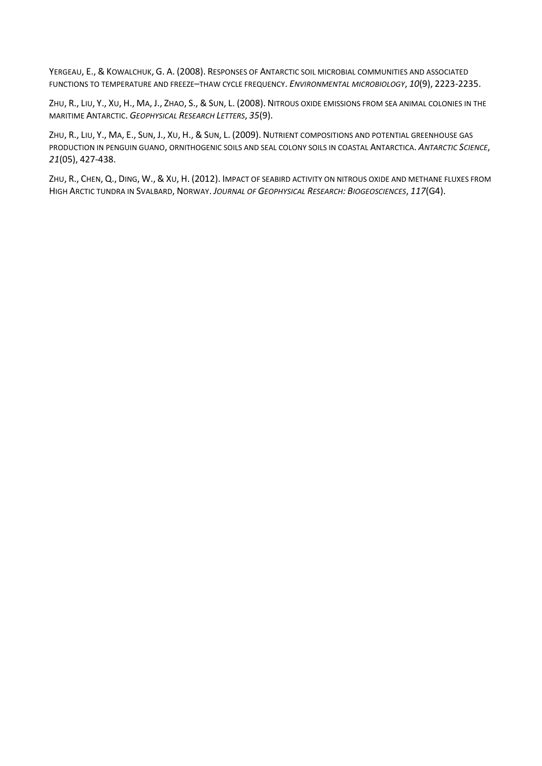Yergeau, E., & Kowalchuk, G. A. (2008). Responses of Antarctic soil microbial communities and associated functions to temperature and freeze–thaw cycle frequency. *Environmental microbiology*, *10*(9), 2223-2235.

Zhu, R., Liu, Y., Xu, H., Ma, J., Zhao, S., & Sun, L. (2008). Nitrous oxide emissions from sea animal colonies in the maritime Antarctic. *Geophysical Research Letters*, *35*(9).

Zhu, R., Liu, Y., Ma, E., Sun, J., Xu, H., & Sun, L. (2009). Nutrient compositions and potential greenhouse gas production in penguin guano, ornithogenic soils and seal colony soils in coastal Antarctica. *Antarctic Science*, *21*(05), 427-438.

Zhu, R., Chen, Q., Ding, W., & Xu, H. (2012). Impact of seabird activity on nitrous oxide and methane fluxes from High Arctic tundra in Svalbard, Norway. *Journal of Geophysical Research: Biogeosciences*, *117*(G4).